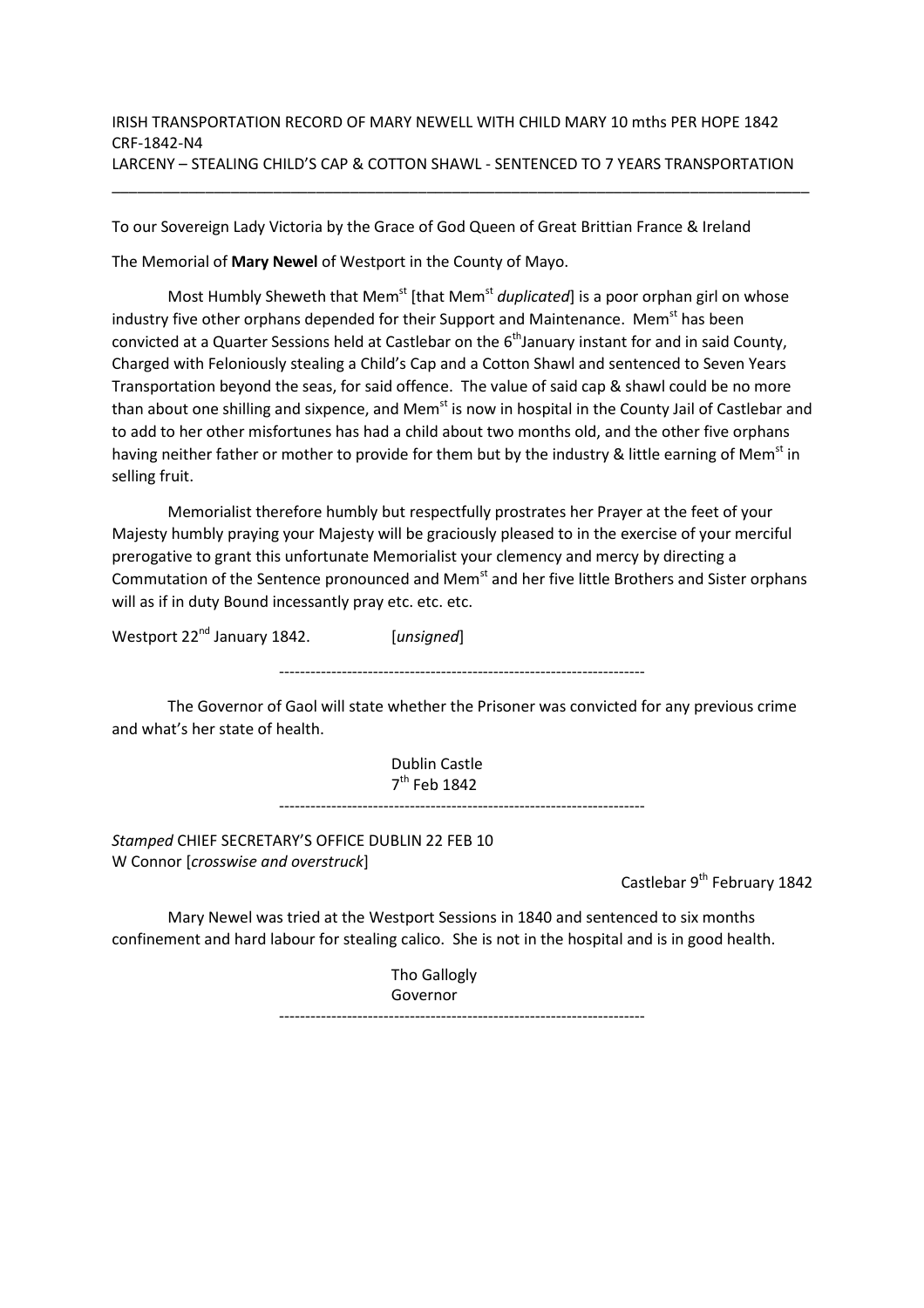IRISH TRANSPORTATION RECORD OF MARY NEWELL WITH CHILD MARY 10 mths PER HOPE 1842
CRF-1842-N4
LARCENY – STEALING CHILD'S CAP & COTTON SHAWL - SENTENCED TO 7 YEARS TRANSPORTATION

---

To our Sovereign Lady Victoria by the Grace of God Queen of Great Brittian France & Ireland

The Memorial of **Mary Newel** of Westport in the County of Mayo.

Most Humbly Sheweth that Mem[st] [that Mem[st] *duplicated*] is a poor orphan girl on whose industry five other orphans depended for their Support and Maintenance. Mem[st] has been convicted at a Quarter Sessions held at Castlebar on the 6[th] January instant for and in said County, Charged with Feloniously stealing a Child's Cap and a Cotton Shawl and sentenced to Seven Years Transportation beyond the seas, for said offence. The value of said cap & shawl could be no more than about one shilling and sixpence, and Mem[st] is now in hospital in the County Jail of Castlebar and to add to her other misfortunes has had a child about two months old, and the other five orphans having neither father or mother to provide for them but by the industry & little earning of Mem[st] in selling fruit.

Memorialist therefore humbly but respectfully prostrates her Prayer at the feet of your Majesty humbly praying your Majesty will be graciously pleased to in the exercise of your merciful prerogative to grant this unfortunate Memorialist your clemency and mercy by directing a Commutation of the Sentence pronounced and Mem[st] and her five little Brothers and Sister orphans will as if in duty Bound incessantly pray etc. etc. etc.

Westport 22[nd] January 1842. [*unsigned*]

---

The Governor of Gaol will state whether the Prisoner was convicted for any previous crime and what's her state of health.

Dublin Castle
7[th] Feb 1842

---

*Stamped* CHIEF SECRETARY'S OFFICE DUBLIN 22 FEB 10
W Connor [*crosswise and overstruck*]

Castlebar 9[th] February 1842

Mary Newel was tried at the Westport Sessions in 1840 and sentenced to six months confinement and hard labour for stealing calico. She is not in the hospital and is in good health.

Tho Gallogly
Governor

---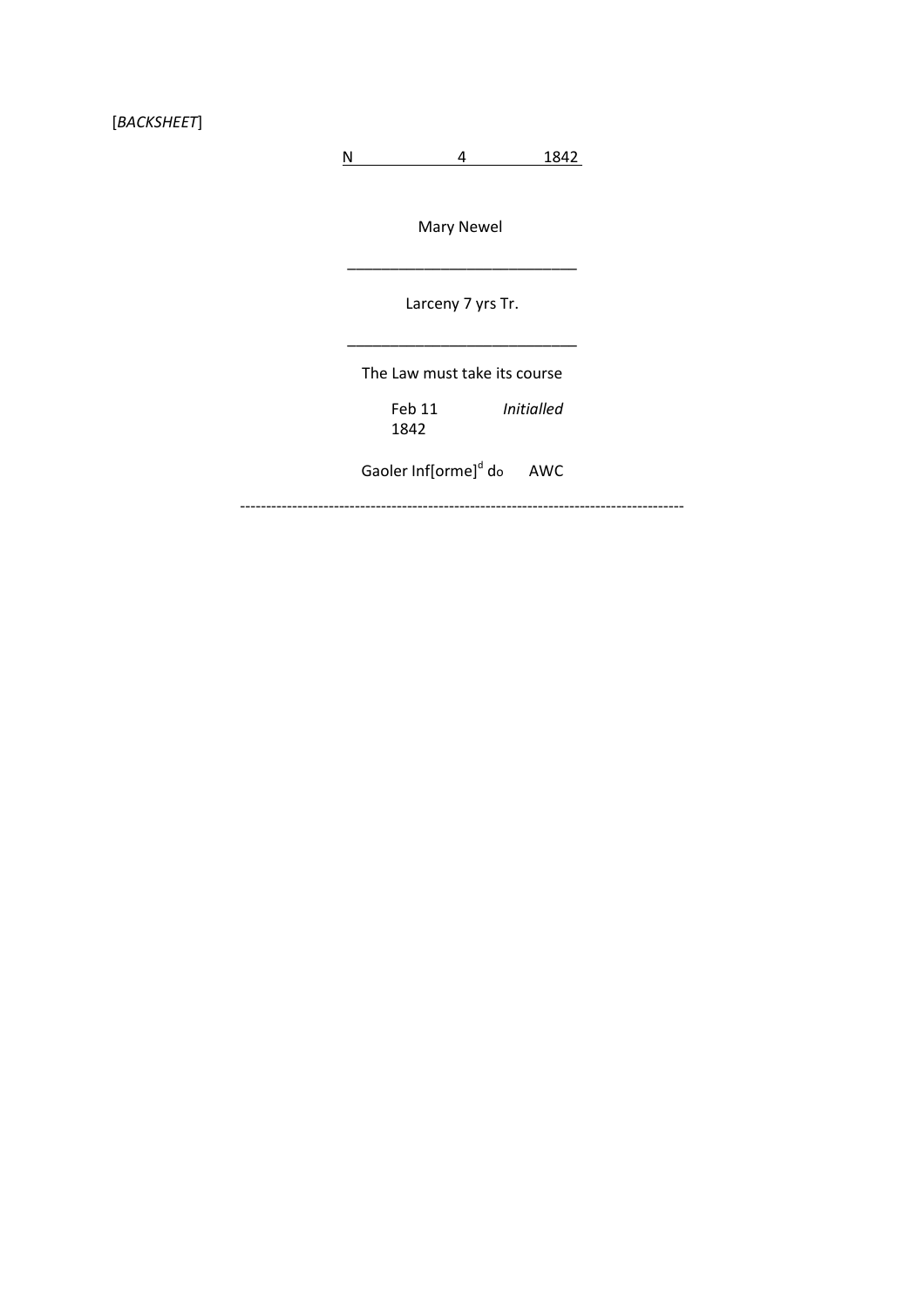[*BACKSHEET*]

N 4 1842

Mary Newel

---

Larceny 7 yrs Tr.

---

The Law must take its course

Feb 11 1842 *Initialled*

Gaoler Inf[orme]$^{d}$ do AWC

------------------------------------------------------------------------------------